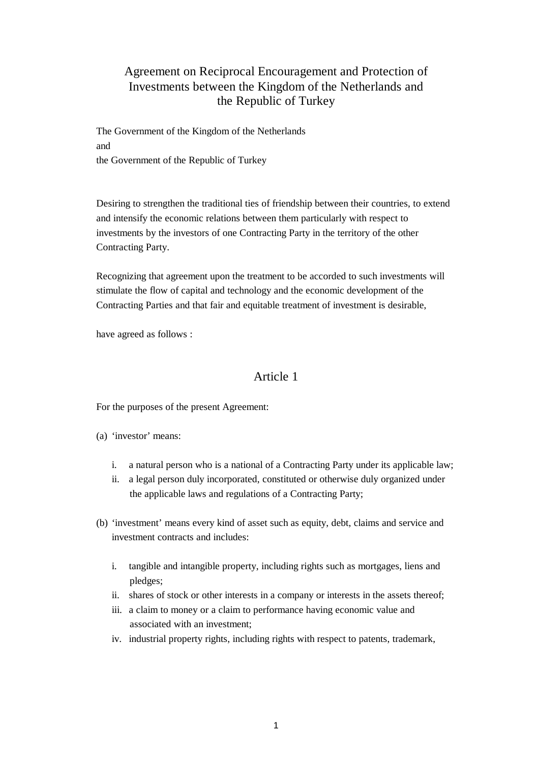# Agreement on Reciprocal Encouragement and Protection of Investments between the Kingdom of the Netherlands and the Republic of Turkey

The Government of the Kingdom of the Netherlands
and
the Government of the Republic of Turkey

Desiring to strengthen the traditional ties of friendship between their countries, to extend and intensify the economic relations between them particularly with respect to investments by the investors of one Contracting Party in the territory of the other Contracting Party.

Recognizing that agreement upon the treatment to be accorded to such investments will stimulate the flow of capital and technology and the economic development of the Contracting Parties and that fair and equitable treatment of investment is desirable,

have agreed as follows :

## Article 1

For the purposes of the present Agreement:

(a) ‘investor’ means:

  i. a natural person who is a national of a Contracting Party under its applicable law;
  ii. a legal person duly incorporated, constituted or otherwise duly organized under the applicable laws and regulations of a Contracting Party;

(b) ‘investment’ means every kind of asset such as equity, debt, claims and service and investment contracts and includes:

  i. tangible and intangible property, including rights such as mortgages, liens and pledges;
  ii. shares of stock or other interests in a company or interests in the assets thereof;
  iii. a claim to money or a claim to performance having economic value and associated with an investment;
  iv. industrial property rights, including rights with respect to patents, trademark,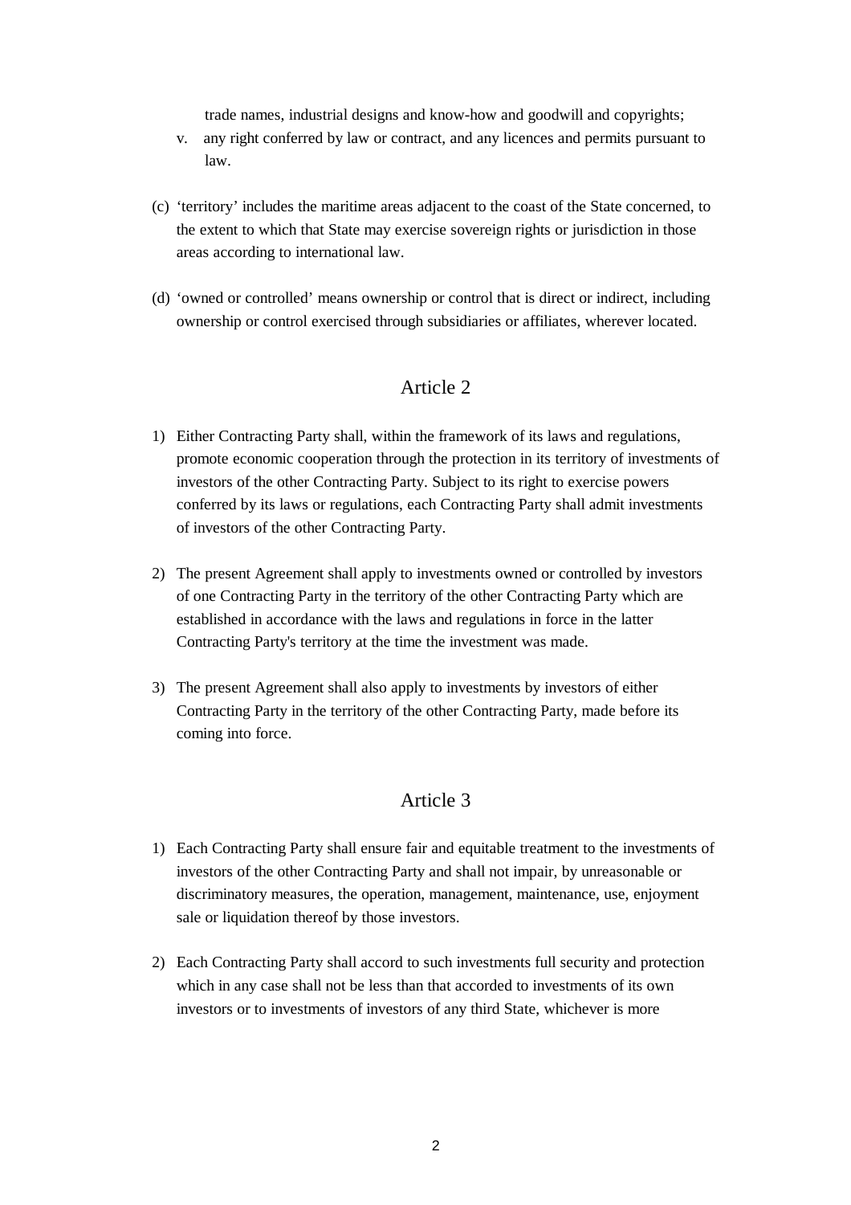trade names, industrial designs and know-how and goodwill and copyrights;

v. any right conferred by law or contract, and any licences and permits pursuant to law.

(c) 'territory' includes the maritime areas adjacent to the coast of the State concerned, to the extent to which that State may exercise sovereign rights or jurisdiction in those areas according to international law.

(d) 'owned or controlled' means ownership or control that is direct or indirect, including ownership or control exercised through subsidiaries or affiliates, wherever located.

## Article 2

1) Either Contracting Party shall, within the framework of its laws and regulations, promote economic cooperation through the protection in its territory of investments of investors of the other Contracting Party. Subject to its right to exercise powers conferred by its laws or regulations, each Contracting Party shall admit investments of investors of the other Contracting Party.

2) The present Agreement shall apply to investments owned or controlled by investors of one Contracting Party in the territory of the other Contracting Party which are established in accordance with the laws and regulations in force in the latter Contracting Party's territory at the time the investment was made.

3) The present Agreement shall also apply to investments by investors of either Contracting Party in the territory of the other Contracting Party, made before its coming into force.

## Article 3

1) Each Contracting Party shall ensure fair and equitable treatment to the investments of investors of the other Contracting Party and shall not impair, by unreasonable or discriminatory measures, the operation, management, maintenance, use, enjoyment sale or liquidation thereof by those investors.

2) Each Contracting Party shall accord to such investments full security and protection which in any case shall not be less than that accorded to investments of its own investors or to investments of investors of any third State, whichever is more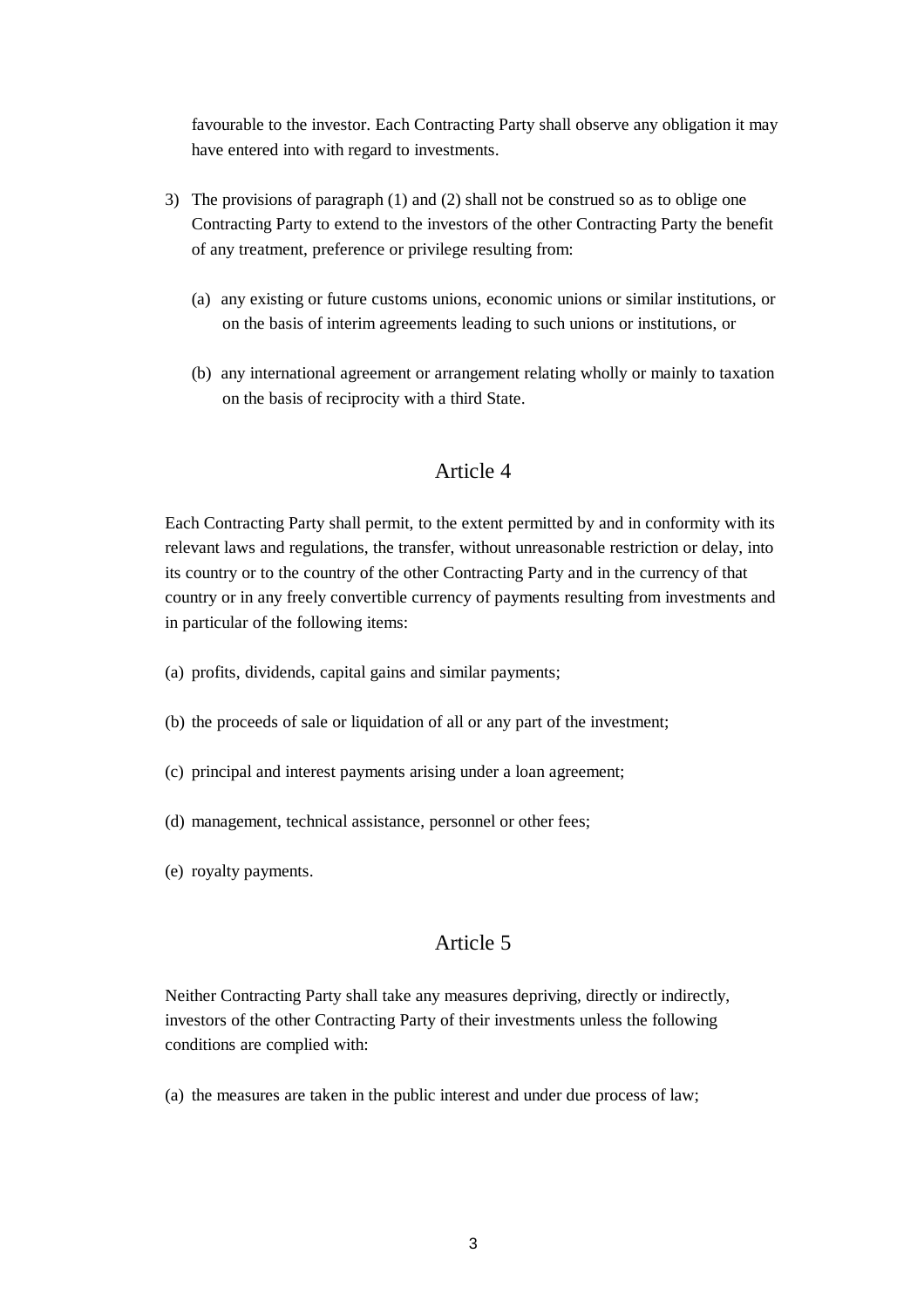favourable to the investor. Each Contracting Party shall observe any obligation it may have entered into with regard to investments.

3) The provisions of paragraph (1) and (2) shall not be construed so as to oblige one Contracting Party to extend to the investors of the other Contracting Party the benefit of any treatment, preference or privilege resulting from:

   (a) any existing or future customs unions, economic unions or similar institutions, or on the basis of interim agreements leading to such unions or institutions, or

   (b) any international agreement or arrangement relating wholly or mainly to taxation on the basis of reciprocity with a third State.

## Article 4

Each Contracting Party shall permit, to the extent permitted by and in conformity with its relevant laws and regulations, the transfer, without unreasonable restriction or delay, into its country or to the country of the other Contracting Party and in the currency of that country or in any freely convertible currency of payments resulting from investments and in particular of the following items:

(a) profits, dividends, capital gains and similar payments;

(b) the proceeds of sale or liquidation of all or any part of the investment;

(c) principal and interest payments arising under a loan agreement;

(d) management, technical assistance, personnel or other fees;

(e) royalty payments.

## Article 5

Neither Contracting Party shall take any measures depriving, directly or indirectly, investors of the other Contracting Party of their investments unless the following conditions are complied with:

(a) the measures are taken in the public interest and under due process of law;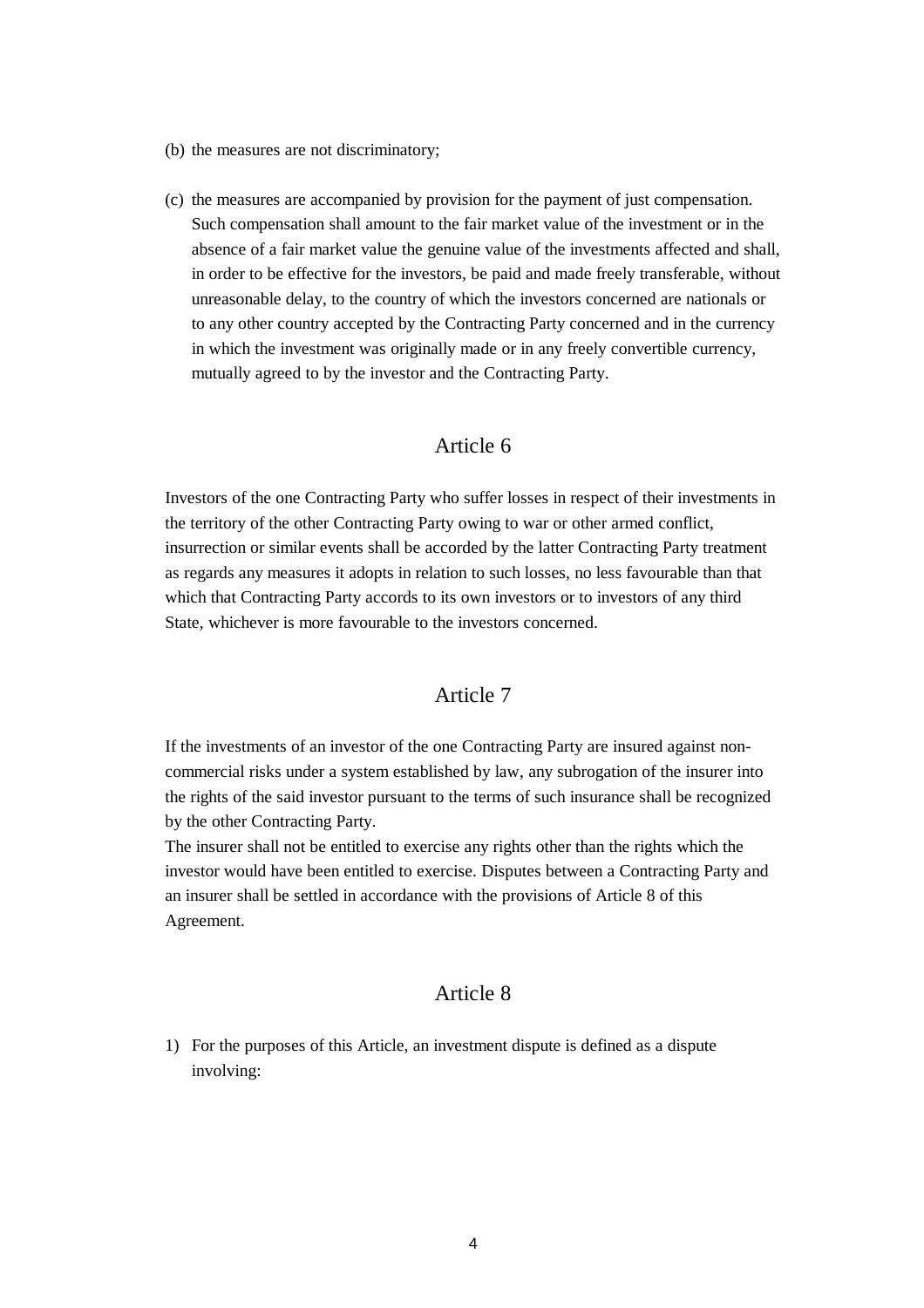(b) the measures are not discriminatory;

(c) the measures are accompanied by provision for the payment of just compensation. Such compensation shall amount to the fair market value of the investment or in the absence of a fair market value the genuine value of the investments affected and shall, in order to be effective for the investors, be paid and made freely transferable, without unreasonable delay, to the country of which the investors concerned are nationals or to any other country accepted by the Contracting Party concerned and in the currency in which the investment was originally made or in any freely convertible currency, mutually agreed to by the investor and the Contracting Party.

## Article 6

Investors of the one Contracting Party who suffer losses in respect of their investments in the territory of the other Contracting Party owing to war or other armed conflict, insurrection or similar events shall be accorded by the latter Contracting Party treatment as regards any measures it adopts in relation to such losses, no less favourable than that which that Contracting Party accords to its own investors or to investors of any third State, whichever is more favourable to the investors concerned.

## Article 7

If the investments of an investor of the one Contracting Party are insured against non-commercial risks under a system established by law, any subrogation of the insurer into the rights of the said investor pursuant to the terms of such insurance shall be recognized by the other Contracting Party.

The insurer shall not be entitled to exercise any rights other than the rights which the investor would have been entitled to exercise. Disputes between a Contracting Party and an insurer shall be settled in accordance with the provisions of Article 8 of this Agreement.

## Article 8

1) For the purposes of this Article, an investment dispute is defined as a dispute involving: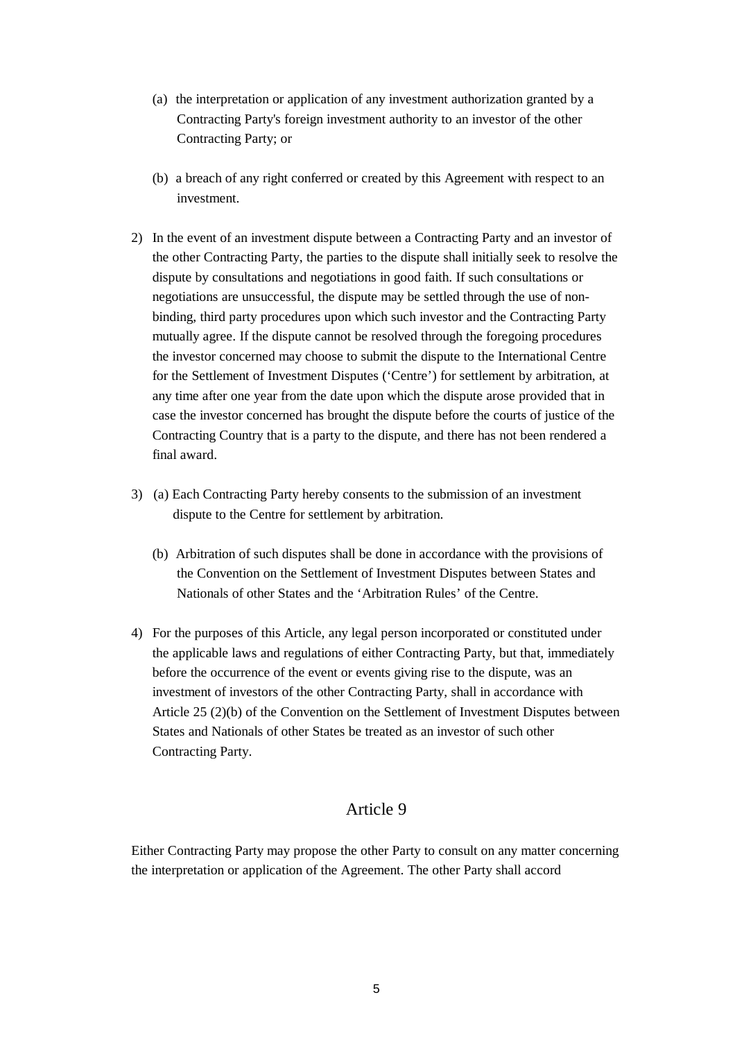(a) the interpretation or application of any investment authorization granted by a Contracting Party's foreign investment authority to an investor of the other Contracting Party; or

(b) a breach of any right conferred or created by this Agreement with respect to an investment.

2) In the event of an investment dispute between a Contracting Party and an investor of the other Contracting Party, the parties to the dispute shall initially seek to resolve the dispute by consultations and negotiations in good faith. If such consultations or negotiations are unsuccessful, the dispute may be settled through the use of non-binding, third party procedures upon which such investor and the Contracting Party mutually agree. If the dispute cannot be resolved through the foregoing procedures the investor concerned may choose to submit the dispute to the International Centre for the Settlement of Investment Disputes ('Centre') for settlement by arbitration, at any time after one year from the date upon which the dispute arose provided that in case the investor concerned has brought the dispute before the courts of justice of the Contracting Country that is a party to the dispute, and there has not been rendered a final award.

3) (a) Each Contracting Party hereby consents to the submission of an investment dispute to the Centre for settlement by arbitration.

   (b) Arbitration of such disputes shall be done in accordance with the provisions of the Convention on the Settlement of Investment Disputes between States and Nationals of other States and the 'Arbitration Rules' of the Centre.

4) For the purposes of this Article, any legal person incorporated or constituted under the applicable laws and regulations of either Contracting Party, but that, immediately before the occurrence of the event or events giving rise to the dispute, was an investment of investors of the other Contracting Party, shall in accordance with Article 25 (2)(b) of the Convention on the Settlement of Investment Disputes between States and Nationals of other States be treated as an investor of such other Contracting Party.

## Article 9

Either Contracting Party may propose the other Party to consult on any matter concerning the interpretation or application of the Agreement. The other Party shall accord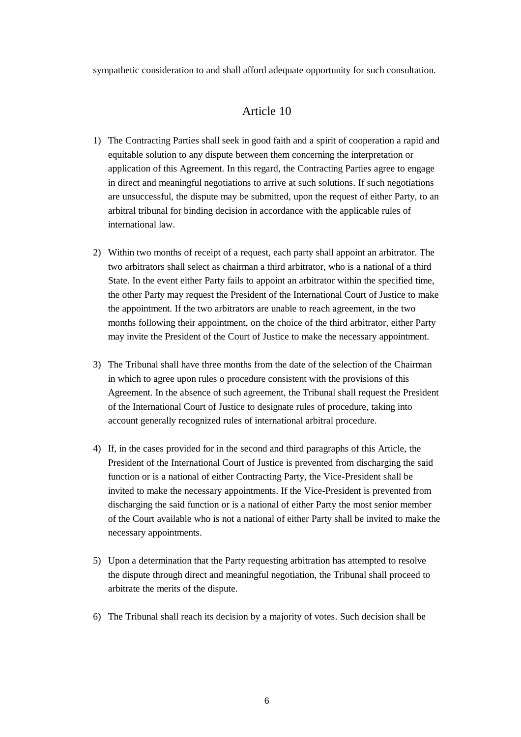sympathetic consideration to and shall afford adequate opportunity for such consultation.

## Article 10

1) The Contracting Parties shall seek in good faith and a spirit of cooperation a rapid and equitable solution to any dispute between them concerning the interpretation or application of this Agreement. In this regard, the Contracting Parties agree to engage in direct and meaningful negotiations to arrive at such solutions. If such negotiations are unsuccessful, the dispute may be submitted, upon the request of either Party, to an arbitral tribunal for binding decision in accordance with the applicable rules of international law.

2) Within two months of receipt of a request, each party shall appoint an arbitrator. The two arbitrators shall select as chairman a third arbitrator, who is a national of a third State. In the event either Party fails to appoint an arbitrator within the specified time, the other Party may request the President of the International Court of Justice to make the appointment. If the two arbitrators are unable to reach agreement, in the two months following their appointment, on the choice of the third arbitrator, either Party may invite the President of the Court of Justice to make the necessary appointment.

3) The Tribunal shall have three months from the date of the selection of the Chairman in which to agree upon rules o procedure consistent with the provisions of this Agreement. In the absence of such agreement, the Tribunal shall request the President of the International Court of Justice to designate rules of procedure, taking into account generally recognized rules of international arbitral procedure.

4) If, in the cases provided for in the second and third paragraphs of this Article, the President of the International Court of Justice is prevented from discharging the said function or is a national of either Contracting Party, the Vice-President shall be invited to make the necessary appointments. If the Vice-President is prevented from discharging the said function or is a national of either Party the most senior member of the Court available who is not a national of either Party shall be invited to make the necessary appointments.

5) Upon a determination that the Party requesting arbitration has attempted to resolve the dispute through direct and meaningful negotiation, the Tribunal shall proceed to arbitrate the merits of the dispute.

6) The Tribunal shall reach its decision by a majority of votes. Such decision shall be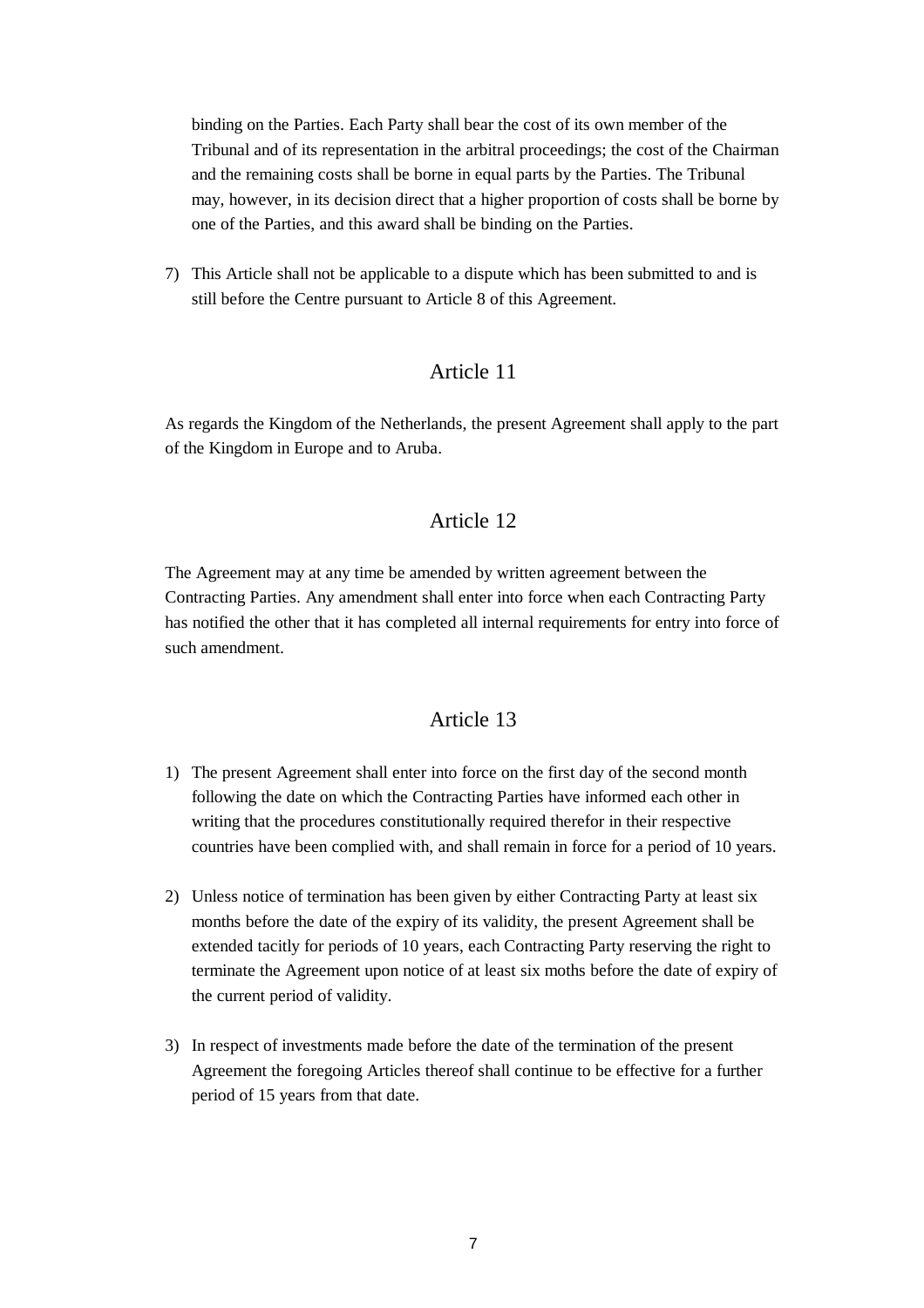binding on the Parties. Each Party shall bear the cost of its own member of the Tribunal and of its representation in the arbitral proceedings; the cost of the Chairman and the remaining costs shall be borne in equal parts by the Parties. The Tribunal may, however, in its decision direct that a higher proportion of costs shall be borne by one of the Parties, and this award shall be binding on the Parties.

7) This Article shall not be applicable to a dispute which has been submitted to and is still before the Centre pursuant to Article 8 of this Agreement.

## Article 11

As regards the Kingdom of the Netherlands, the present Agreement shall apply to the part of the Kingdom in Europe and to Aruba.

## Article 12

The Agreement may at any time be amended by written agreement between the Contracting Parties. Any amendment shall enter into force when each Contracting Party has notified the other that it has completed all internal requirements for entry into force of such amendment.

## Article 13

1) The present Agreement shall enter into force on the first day of the second month following the date on which the Contracting Parties have informed each other in writing that the procedures constitutionally required therefor in their respective countries have been complied with, and shall remain in force for a period of 10 years.

2) Unless notice of termination has been given by either Contracting Party at least six months before the date of the expiry of its validity, the present Agreement shall be extended tacitly for periods of 10 years, each Contracting Party reserving the right to terminate the Agreement upon notice of at least six moths before the date of expiry of the current period of validity.

3) In respect of investments made before the date of the termination of the present Agreement the foregoing Articles thereof shall continue to be effective for a further period of 15 years from that date.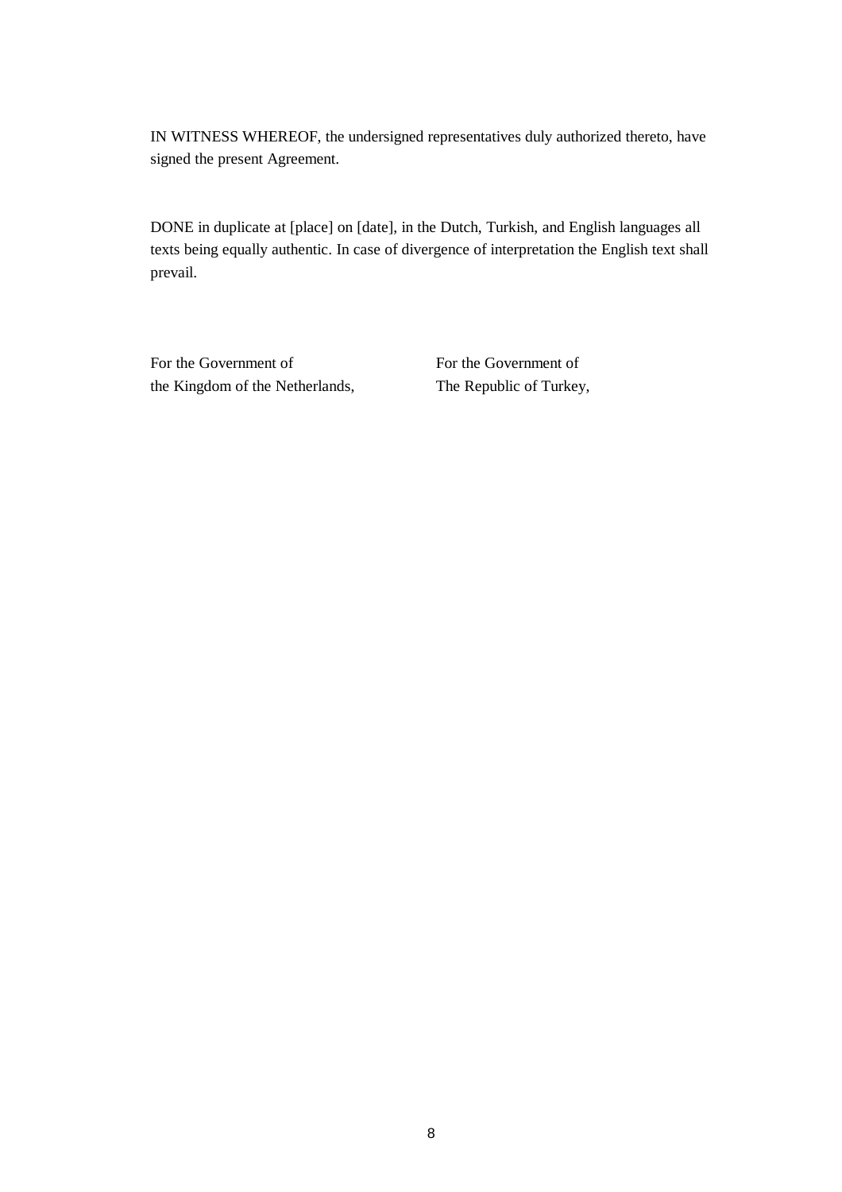IN WITNESS WHEREOF, the undersigned representatives duly authorized thereto, have signed the present Agreement.

DONE in duplicate at [place] on [date], in the Dutch, Turkish, and English languages all texts being equally authentic. In case of divergence of interpretation the English text shall prevail.

| | |
|---|---|
| For the Government of<br>the Kingdom of the Netherlands, | For the Government of<br>The Republic of Turkey, |